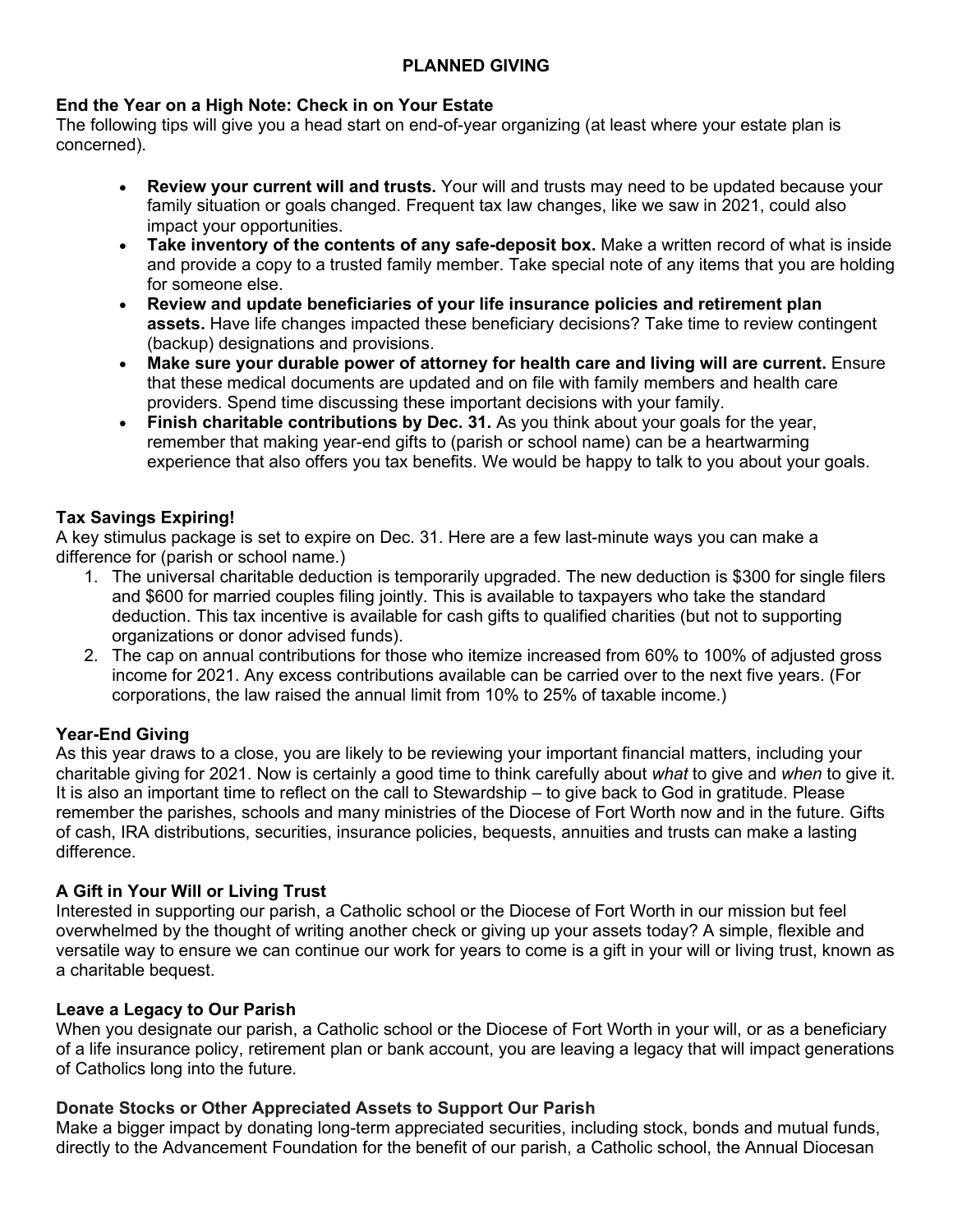# PLANNED GIVING

## End the Year on a High Note: Check in on Your Estate

The following tips will give you a head start on end-of-year organizing (at least where your estate plan is concerned).

- **Review your current will and trusts.** Your will and trusts may need to be updated because your family situation or goals changed. Frequent tax law changes, like we saw in 2021, could also impact your opportunities.
- **Take inventory of the contents of any safe-deposit box.** Make a written record of what is inside and provide a copy to a trusted family member. Take special note of any items that you are holding for someone else.
- **Review and update beneficiaries of your life insurance policies and retirement plan assets.** Have life changes impacted these beneficiary decisions? Take time to review contingent (backup) designations and provisions.
- **Make sure your durable power of attorney for health care and living will are current.** Ensure that these medical documents are updated and on file with family members and health care providers. Spend time discussing these important decisions with your family.
- **Finish charitable contributions by Dec. 31.** As you think about your goals for the year, remember that making year-end gifts to (parish or school name) can be a heartwarming experience that also offers you tax benefits. We would be happy to talk to you about your goals.

## Tax Savings Expiring!

A key stimulus package is set to expire on Dec. 31. Here are a few last-minute ways you can make a difference for (parish or school name.)

1. The universal charitable deduction is temporarily upgraded. The new deduction is $300 for single filers and $600 for married couples filing jointly. This is available to taxpayers who take the standard deduction. This tax incentive is available for cash gifts to qualified charities (but not to supporting organizations or donor advised funds).
2. The cap on annual contributions for those who itemize increased from 60% to 100% of adjusted gross income for 2021. Any excess contributions available can be carried over to the next five years. (For corporations, the law raised the annual limit from 10% to 25% of taxable income.)

## Year-End Giving

As this year draws to a close, you are likely to be reviewing your important financial matters, including your charitable giving for 2021. Now is certainly a good time to think carefully about *what* to give and *when* to give it. It is also an important time to reflect on the call to Stewardship – to give back to God in gratitude. Please remember the parishes, schools and many ministries of the Diocese of Fort Worth now and in the future. Gifts of cash, IRA distributions, securities, insurance policies, bequests, annuities and trusts can make a lasting difference.

## A Gift in Your Will or Living Trust

Interested in supporting our parish, a Catholic school or the Diocese of Fort Worth in our mission but feel overwhelmed by the thought of writing another check or giving up your assets today? A simple, flexible and versatile way to ensure we can continue our work for years to come is a gift in your will or living trust, known as a charitable bequest.

## Leave a Legacy to Our Parish

When you designate our parish, a Catholic school or the Diocese of Fort Worth in your will, or as a beneficiary of a life insurance policy, retirement plan or bank account, you are leaving a legacy that will impact generations of Catholics long into the future.

## Donate Stocks or Other Appreciated Assets to Support Our Parish

Make a bigger impact by donating long-term appreciated securities, including stock, bonds and mutual funds, directly to the Advancement Foundation for the benefit of our parish, a Catholic school, the Annual Diocesan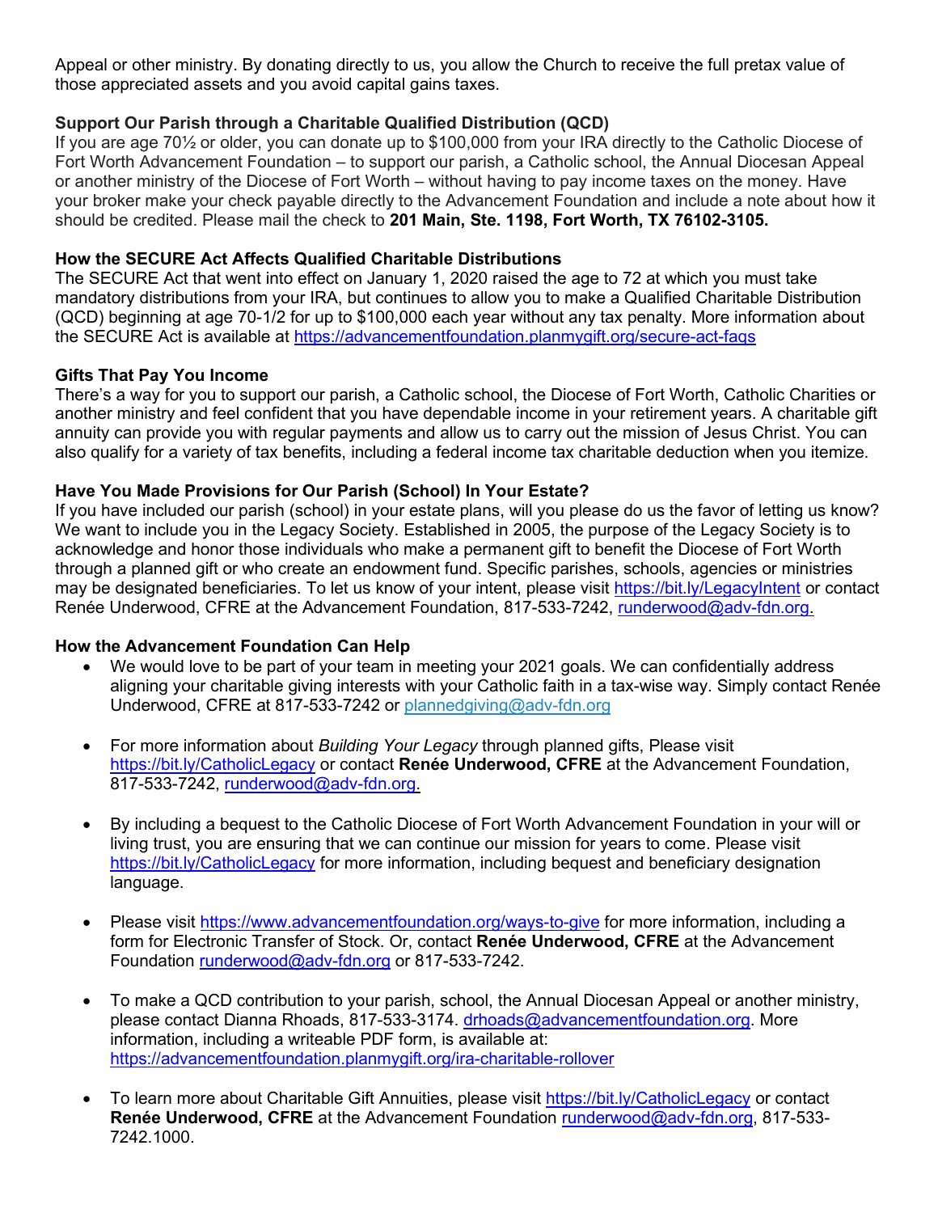Appeal or other ministry. By donating directly to us, you allow the Church to receive the full pretax value of those appreciated assets and you avoid capital gains taxes.

**Support Our Parish through a Charitable Qualified Distribution (QCD)**
If you are age 70½ or older, you can donate up to $100,000 from your IRA directly to the Catholic Diocese of Fort Worth Advancement Foundation – to support our parish, a Catholic school, the Annual Diocesan Appeal or another ministry of the Diocese of Fort Worth – without having to pay income taxes on the money. Have your broker make your check payable directly to the Advancement Foundation and include a note about how it should be credited. Please mail the check to **201 Main, Ste. 1198, Fort Worth, TX 76102-3105.**

**How the SECURE Act Affects Qualified Charitable Distributions**
The SECURE Act that went into effect on January 1, 2020 raised the age to 72 at which you must take mandatory distributions from your IRA, but continues to allow you to make a Qualified Charitable Distribution (QCD) beginning at age 70-1/2 for up to $100,000 each year without any tax penalty. More information about the SECURE Act is available at https://advancementfoundation.planmygift.org/secure-act-faqs

**Gifts That Pay You Income**
There's a way for you to support our parish, a Catholic school, the Diocese of Fort Worth, Catholic Charities or another ministry and feel confident that you have dependable income in your retirement years. A charitable gift annuity can provide you with regular payments and allow us to carry out the mission of Jesus Christ. You can also qualify for a variety of tax benefits, including a federal income tax charitable deduction when you itemize.

**Have You Made Provisions for Our Parish (School) In Your Estate?**
If you have included our parish (school) in your estate plans, will you please do us the favor of letting us know? We want to include you in the Legacy Society. Established in 2005, the purpose of the Legacy Society is to acknowledge and honor those individuals who make a permanent gift to benefit the Diocese of Fort Worth through a planned gift or who create an endowment fund. Specific parishes, schools, agencies or ministries may be designated beneficiaries. To let us know of your intent, please visit https://bit.ly/LegacyIntent or contact Renée Underwood, CFRE at the Advancement Foundation, 817-533-7242, runderwood@adv-fdn.org.

**How the Advancement Foundation Can Help**

- We would love to be part of your team in meeting your 2021 goals. We can confidentially address aligning your charitable giving interests with your Catholic faith in a tax-wise way. Simply contact Renée Underwood, CFRE at 817-533-7242 or plannedgiving@adv-fdn.org

- For more information about *Building Your Legacy* through planned gifts, Please visit https://bit.ly/CatholicLegacy or contact **Renée Underwood, CFRE** at the Advancement Foundation, 817-533-7242, runderwood@adv-fdn.org.

- By including a bequest to the Catholic Diocese of Fort Worth Advancement Foundation in your will or living trust, you are ensuring that we can continue our mission for years to come. Please visit https://bit.ly/CatholicLegacy for more information, including bequest and beneficiary designation language.

- Please visit https://www.advancementfoundation.org/ways-to-give for more information, including a form for Electronic Transfer of Stock. Or, contact **Renée Underwood, CFRE** at the Advancement Foundation runderwood@adv-fdn.org or 817-533-7242.

- To make a QCD contribution to your parish, school, the Annual Diocesan Appeal or another ministry, please contact Dianna Rhoads, 817-533-3174. drhoads@advancementfoundation.org. More information, including a writeable PDF form, is available at: https://advancementfoundation.planmygift.org/ira-charitable-rollover

- To learn more about Charitable Gift Annuities, please visit https://bit.ly/CatholicLegacy or contact **Renée Underwood, CFRE** at the Advancement Foundation runderwood@adv-fdn.org, 817-533-7242.1000.